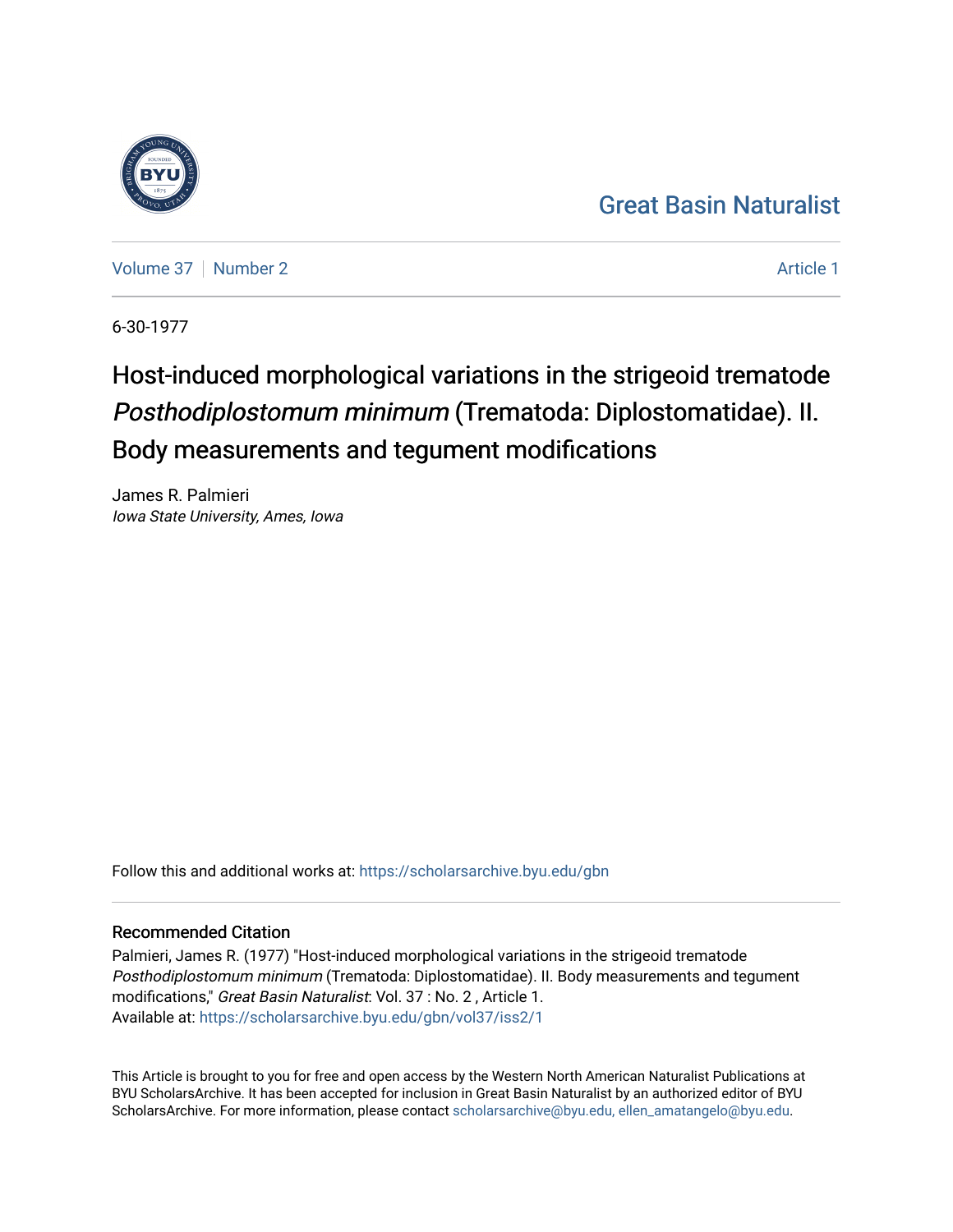Great Basin Naturalist

Volume 37 | Number 2 | Article 1

6-30-1977

# Host-induced morphological variations in the strigeoid trematode *Posthodiplostomum minimum* (Trematoda: Diplostomatidae). II. Body measurements and tegument modifications

James R. Palmieri
*Iowa State University, Ames, Iowa*

Follow this and additional works at: https://scholarsarchive.byu.edu/gbn

## Recommended Citation

Palmieri, James R. (1977) "Host-induced morphological variations in the strigeoid trematode *Posthodiplostomum minimum* (Trematoda: Diplostomatidae). II. Body measurements and tegument modifications," *Great Basin Naturalist*: Vol. 37 : No. 2 , Article 1.
Available at: https://scholarsarchive.byu.edu/gbn/vol37/iss2/1

This Article is brought to you for free and open access by the Western North American Naturalist Publications at BYU ScholarsArchive. It has been accepted for inclusion in Great Basin Naturalist by an authorized editor of BYU ScholarsArchive. For more information, please contact scholarsarchive@byu.edu, ellen_amatangelo@byu.edu.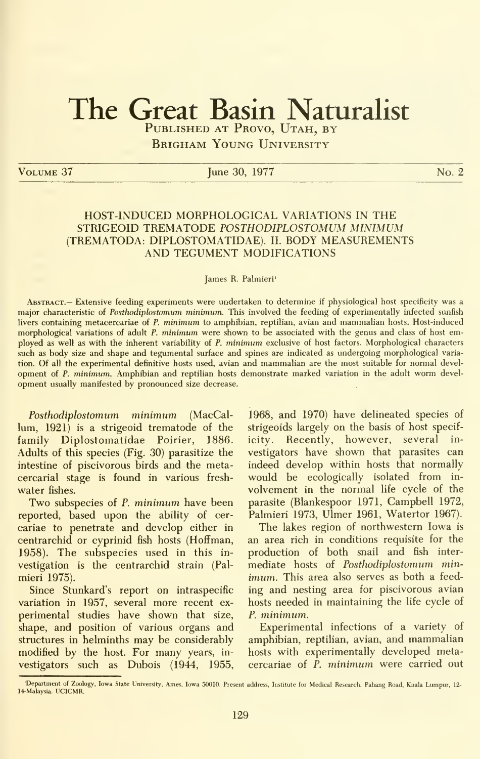# The Great Basin Naturalist

PUBLISHED AT PROVO, UTAH, BY

BRIGHAM YOUNG UNIVERSITY

VOLUME 37 June 30, 1977 No. 2

## HOST-INDUCED MORPHOLOGICAL VARIATIONS IN THE STRIGEOID TREMATODE *POSTHODIPLOSTOMUM MINIMUM* (TREMATODA: DIPLOSTOMATIDAE). II. BODY MEASUREMENTS AND TEGUMENT MODIFICATIONS

James R. Palmieri[1]

ABSTRACT.— Extensive feeding experiments were undertaken to determine if physiological host specificity was a major characteristic of *Posthodiplostomum minimum*. This involved the feeding of experimentally infected sunfish livers containing metacercariae of *P. minimum* to amphibian, reptilian, avian and mammalian hosts. Host-induced morphological variations of adult *P. minimum* were shown to be associated with the genus and class of host employed as well as with the inherent variability of *P. minimum* exclusive of host factors. Morphological characters such as body size and shape and tegumental surface and spines are indicated as undergoing morphological variation. Of all the experimental definitive hosts used, avian and mammalian are the most suitable for normal development of *P. minimum*. Amphibian and reptilian hosts demonstrate marked variation in the adult worm development usually manifested by pronounced size decrease.

*Posthodiplostomum minimum* (MacCallum, 1921) is a strigeoid trematode of the family Diplostomatidae Poirier, 1886. Adults of this species (Fig. 30) parasitize the intestine of piscivorous birds and the metacercarial stage is found in various freshwater fishes.

Two subspecies of *P. minimum* have been reported, based upon the ability of cercariae to penetrate and develop either in centrarchid or cyprinid fish hosts (Hoffman, 1958). The subspecies used in this investigation is the centrarchid strain (Palmieri 1975).

Since Stunkard's report on intraspecific variation in 1957, several more recent experimental studies have shown that size, shape, and position of various organs and structures in helminths may be considerably modified by the host. For many years, investigators such as Dubois (1944, 1955, 1968, and 1970) have delineated species of strigeoids largely on the basis of host specificity. Recently, however, several investigators have shown that parasites can indeed develop within hosts that normally would be ecologically isolated from involvement in the normal life cycle of the parasite (Blankespoor 1971, Campbell 1972, Palmieri 1973, Ulmer 1961, Watertor 1967).

The lakes region of northwestern Iowa is an area rich in conditions requisite for the production of both snail and fish intermediate hosts of *Posthodiplostomum minimum*. This area also serves as both a feeding and nesting area for piscivorous avian hosts needed in maintaining the life cycle of *P. minimum*.

Experimental infections of a variety of amphibian, reptilian, avian, and mammalian hosts with experimentally developed metacercariae of *P. minimum* were carried out

[1]Department of Zoology, Iowa State University, Ames, Iowa 50010. Present address, Institute for Medical Research, Pahang Road, Kuala Lumpur, 12-14-Malaysia. UCICMR.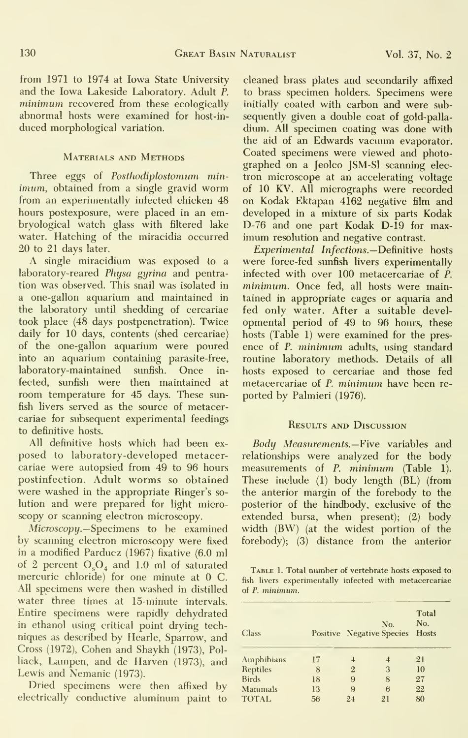from 1971 to 1974 at Iowa State University and the Iowa Lakeside Laboratory. Adult *P. minimum* recovered from these ecologically abnormal hosts were examined for host-induced morphological variation.

## Materials and Methods

Three eggs of *Posthodiplostomum minimum*, obtained from a single gravid worm from an experimentally infected chicken 48 hours postexposure, were placed in an embryological watch glass with filtered lake water. Hatching of the miracidia occurred 20 to 21 days later.

A single miracidium was exposed to a laboratory-reared *Physa gyrina* and pentration was observed. This snail was isolated in a one-gallon aquarium and maintained in the laboratory until shedding of cercariae took place (48 days postpenetration). Twice daily for 10 days, contents (shed cercariae) of the one-gallon aquarium were poured into an aquarium containing parasite-free, laboratory-maintained sunfish. Once infected, sunfish were then maintained at room temperature for 45 days. These sunfish livers served as the source of metacercariae for subsequent experimental feedings to definitive hosts.

All definitive hosts which had been exposed to laboratory-developed metacercariae were autopsied from 49 to 96 hours postinfection. Adult worms so obtained were washed in the appropriate Ringer's solution and were prepared for light microscopy or scanning electron microscopy.

*Microscopy.*—Specimens to be examined by scanning electron microscopy were fixed in a modified Parducz (1967) fixative (6.0 ml of 2 percent $O_sO_4$ and 1.0 ml of saturated mercuric chloride) for one minute at 0 C. All specimens were then washed in distilled water three times at 15-minute intervals. Entire specimens were rapidly dehydrated in ethanol using critical point drying techniques as described by Hearle, Sparrow, and Cross (1972), Cohen and Shaykh (1973), Polliack, Lampen, and de Harven (1973), and Lewis and Nemanic (1973).

Dried specimens were then affixed by electrically conductive aluminum paint to cleaned brass plates and secondarily affixed to brass specimen holders. Specimens were initially coated with carbon and were subsequently given a double coat of gold-palladium. All specimen coating was done with the aid of an Edwards vacuum evaporator. Coated specimens were viewed and photographed on a Jeolco JSM-Sl scanning electron microscope at an accelerating voltage of 10 KV. All micrographs were recorded on Kodak Ektapan 4162 negative film and developed in a mixture of six parts Kodak D-76 and one part Kodak D-19 for maximum resolution and negative contrast.

*Experimental Infections.*—Definitive hosts were force-fed sunfish livers experimentally infected with over 100 metacercariae of *P. minimum*. Once fed, all hosts were maintained in appropriate cages or aquaria and fed only water. After a suitable developmental period of 49 to 96 hours, these hosts (Table 1) were examined for the presence of *P. minimum* adults, using standard routine laboratory methods. Details of all hosts exposed to cercariae and those fed metacercariae of *P. minimum* have been reported by Palmieri (1976).

## Results and Discussion

*Body Measurements.*—Five variables and relationships were analyzed for the body measurements of *P. minimum* (Table 1). These include (1) body length (BL) (from the anterior margin of the forebody to the posterior of the hindbody, exclusive of the extended bursa, when present); (2) body width (BW) (at the widest portion of the forebody); (3) distance from the anterior

Table 1. Total number of vertebrate hosts exposed to fish livers experimentally infected with metacercariae of *P. minimum*.

| Class | Positive | Negative | No. Species | Total No. Hosts |
|---|---|---|---|---|
| Amphibians | 17 | 4 | 4 | 21 |
| Reptiles | 8 | 2 | 3 | 10 |
| Birds | 18 | 9 | 8 | 27 |
| Mammals | 13 | 9 | 6 | 22 |
| TOTAL | 56 | 24 | 21 | 80 |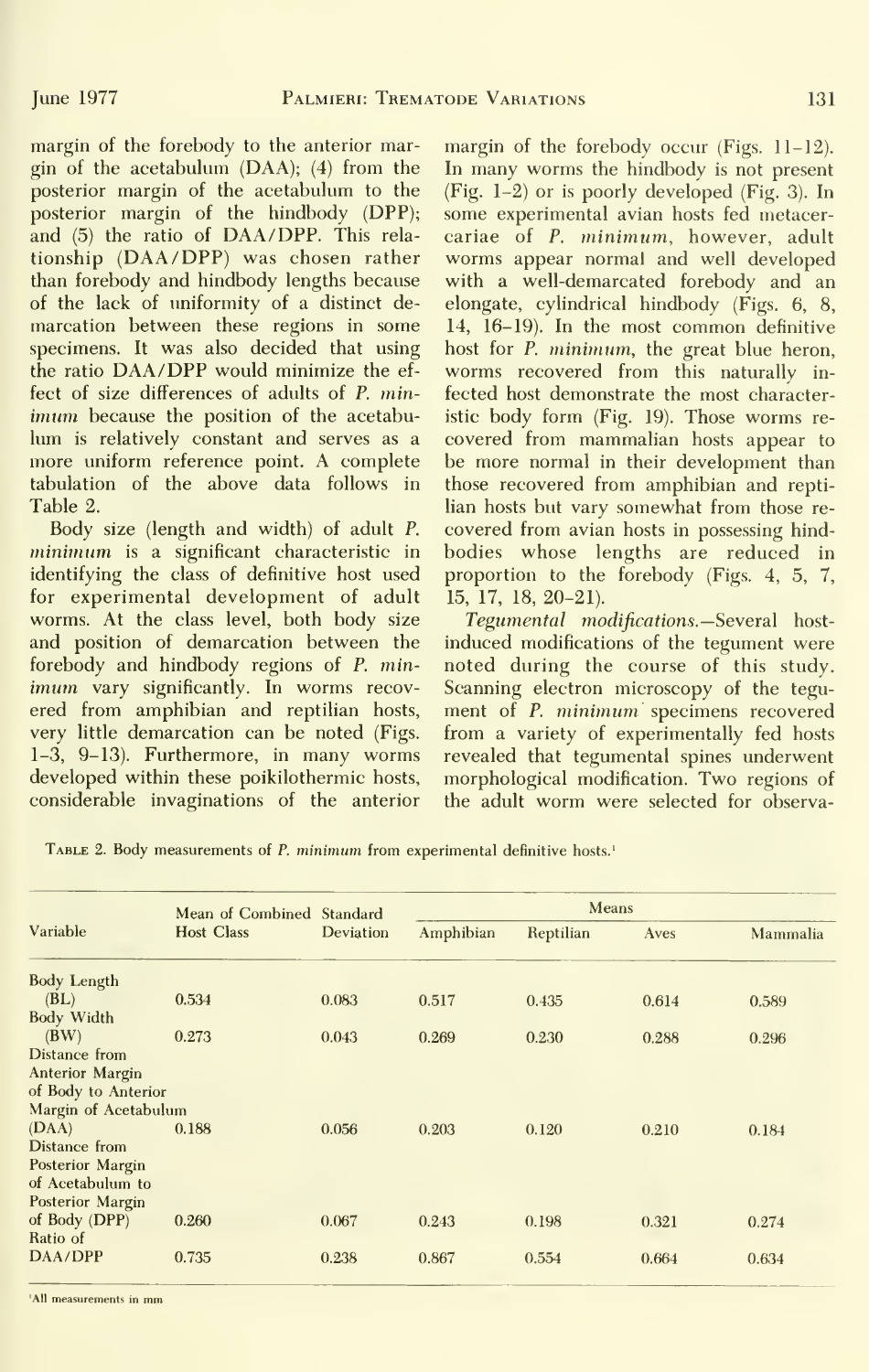margin of the forebody to the anterior margin of the acetabulum (DAA); (4) from the posterior margin of the acetabulum to the posterior margin of the hindbody (DPP); and (5) the ratio of DAA/DPP. This relationship (DAA/DPP) was chosen rather than forebody and hindbody lengths because of the lack of uniformity of a distinct demarcation between these regions in some specimens. It was also decided that using the ratio DAA/DPP would minimize the effect of size differences of adults of *P. minimum* because the position of the acetabulum is relatively constant and serves as a more uniform reference point. A complete tabulation of the above data follows in Table 2.

Body size (length and width) of adult *P. minimum* is a significant characteristic in identifying the class of definitive host used for experimental development of adult worms. At the class level, both body size and position of demarcation between the forebody and hindbody regions of *P. minimum* vary significantly. In worms recovered from amphibian and reptilian hosts, very little demarcation can be noted (Figs. 1–3, 9–13). Furthermore, in many worms developed within these poikilothermic hosts, considerable invaginations of the anterior margin of the forebody occur (Figs. 11–12). In many worms the hindbody is not present (Fig. 1–2) or is poorly developed (Fig. 3). In some experimental avian hosts fed metacercariae of *P. minimum*, however, adult worms appear normal and well developed with a well-demarcated forebody and an elongate, cylindrical hindbody (Figs. 6, 8, 14, 16–19). In the most common definitive host for *P. minimum*, the great blue heron, worms recovered from this naturally infected host demonstrate the most characteristic body form (Fig. 19). Those worms recovered from mammalian hosts appear to be more normal in their development than those recovered from amphibian and reptilian hosts but vary somewhat from those recovered from avian hosts in possessing hindbodies whose lengths are reduced in proportion to the forebody (Figs. 4, 5, 7, 15, 17, 18, 20–21).

*Tegumental modifications.*—Several host-induced modifications of the tegument were noted during the course of this study. Scanning electron microscopy of the tegument of *P. minimum* specimens recovered from a variety of experimentally fed hosts revealed that tegumental spines underwent morphological modification. Two regions of the adult worm were selected for observa-

Table 2. Body measurements of *P. minimum* from experimental definitive hosts.[1]

| Variable | Mean of Combined Host Class | Standard Deviation | Means | | | |
|---|---|---|---|---|---|---|
| | | | Amphibian | Reptilian | Aves | Mammalia |
| Body Length (BL) | 0.534 | 0.083 | 0.517 | 0.435 | 0.614 | 0.589 |
| Body Width (BW) | 0.273 | 0.043 | 0.269 | 0.230 | 0.288 | 0.296 |
| Distance from Anterior Margin of Body to Anterior Margin of Acetabulum (DAA) | 0.188 | 0.056 | 0.203 | 0.120 | 0.210 | 0.184 |
| Distance from Posterior Margin of Acetabulum to Posterior Margin of Body (DPP) | 0.260 | 0.067 | 0.243 | 0.198 | 0.321 | 0.274 |
| Ratio of DAA/DPP | 0.735 | 0.238 | 0.867 | 0.554 | 0.664 | 0.634 |

[1]All measurements in mm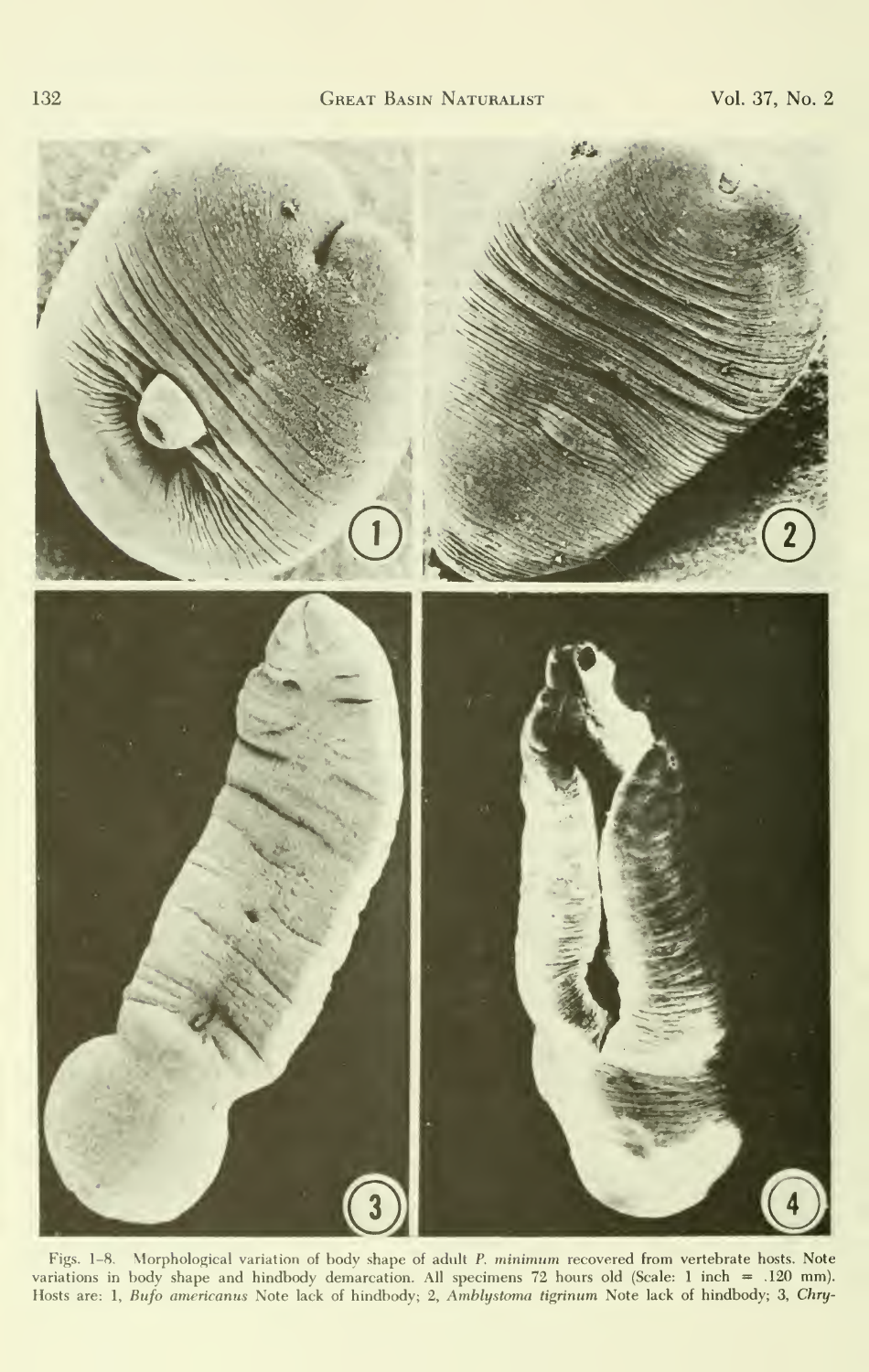Figs. 1–8. Morphological variation of body shape of adult *P. minimum* recovered from vertebrate hosts. Note variations in body shape and hindbody demarcation. All specimens 72 hours old (Scale: 1 inch = .120 mm). Hosts are: 1, *Bufo americanus* Note lack of hindbody; 2, *Amblystoma tigrinum* Note lack of hindbody; 3, *Chry-*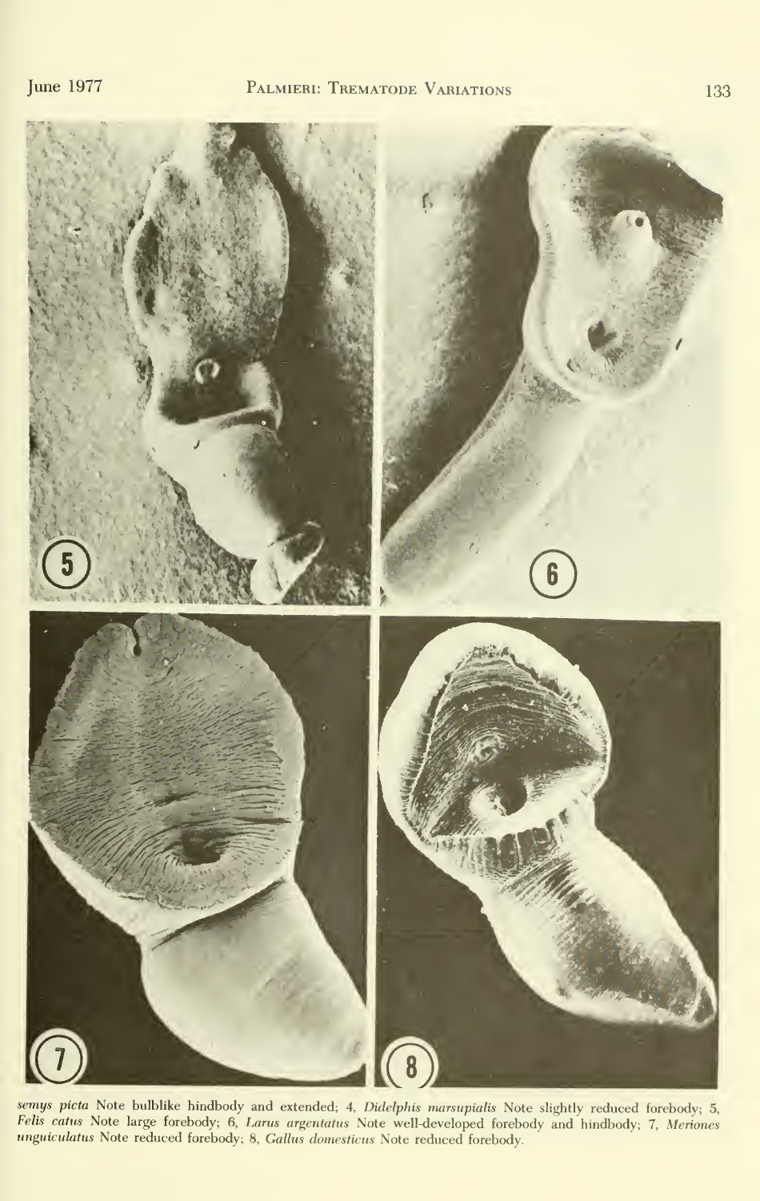*semys picta* Note bulblike hindbody and extended; 4, *Didelphis marsupialis* Note slightly reduced forebody; 5, *Felis catus* Note large forebody; 6, *Larus argentatus* Note well-developed forebody and hindbody; 7, *Meriones unguiculatus* Note reduced forebody; 8, *Gallus domesticus* Note reduced forebody.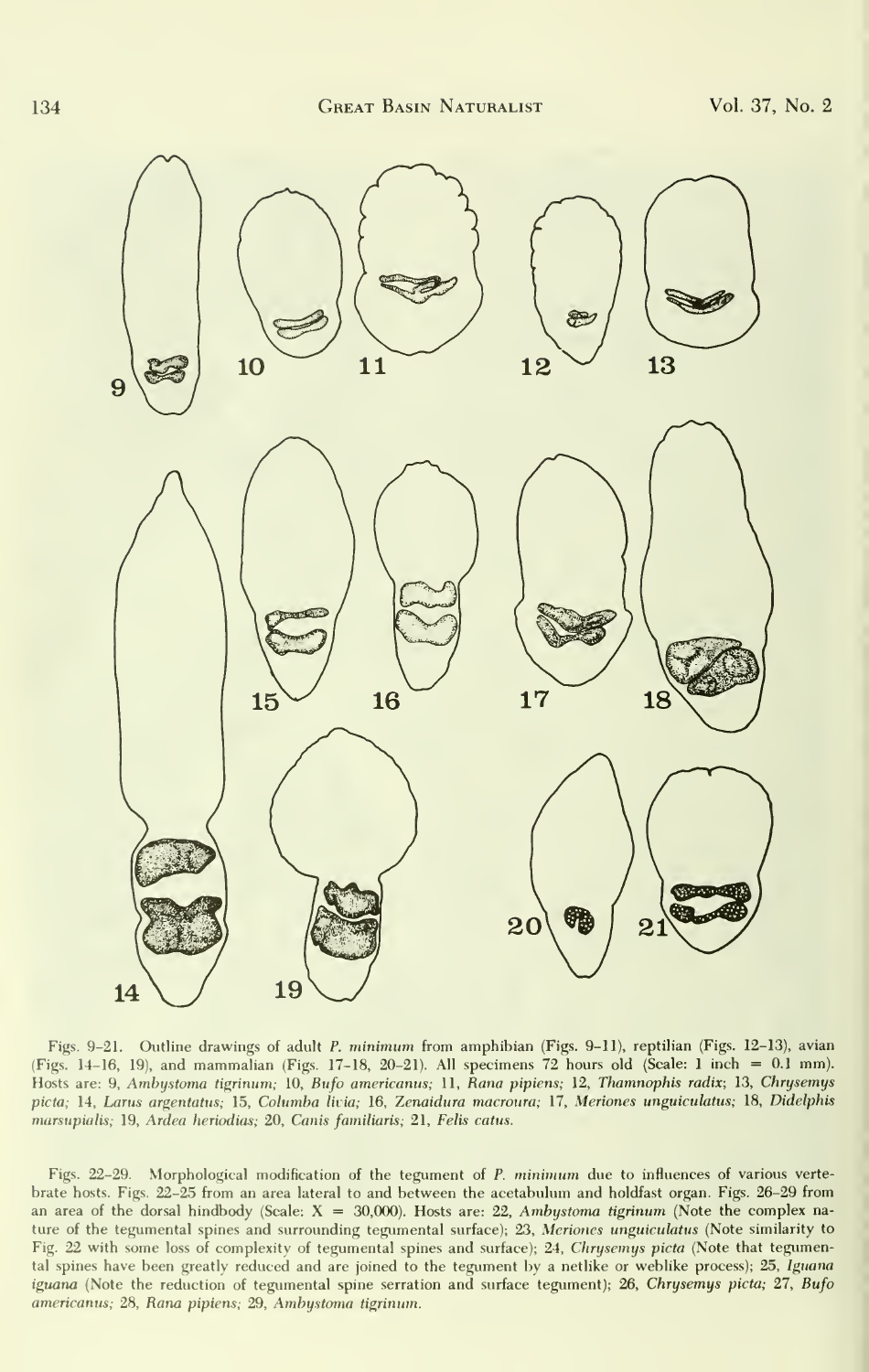Figs. 9–21. Outline drawings of adult *P. minimum* from amphibian (Figs. 9–11), reptilian (Figs. 12–13), avian (Figs. 14–16, 19), and mammalian (Figs. 17–18, 20–21). All specimens 72 hours old (Scale: 1 inch = 0.1 mm). Hosts are: 9, *Ambystoma tigrinum;* 10, *Bufo americanus;* 11, *Rana pipiens;* 12, *Thamnophis radix;* 13, *Chrysemys picta;* 14, *Larus argentatus;* 15, *Columba livia;* 16, *Zenaidura macroura;* 17, *Meriones unguiculatus;* 18, *Didelphis marsupialis;* 19, *Ardea heriodias;* 20, *Canis familiaris;* 21, *Felis catus.*

Figs. 22–29. Morphological modification of the tegument of *P. minimum* due to influences of various vertebrate hosts. Figs. 22–25 from an area lateral to and between the acetabulum and holdfast organ. Figs. 26–29 from an area of the dorsal hindbody (Scale: X = 30,000). Hosts are: 22, *Ambystoma tigrinum* (Note the complex nature of the tegumental spines and surrounding tegumental surface); 23, *Meriones unguiculatus* (Note similarity to Fig. 22 with some loss of complexity of tegumental spines and surface); 24, *Chrysemys picta* (Note that tegumental spines have been greatly reduced and are joined to the tegument by a netlike or weblike process); 25, *Iguana iguana* (Note the reduction of tegumental spine serration and surface tegument); 26, *Chrysemys picta;* 27, *Bufo americanus;* 28, *Rana pipiens;* 29, *Ambystoma tigrinum.*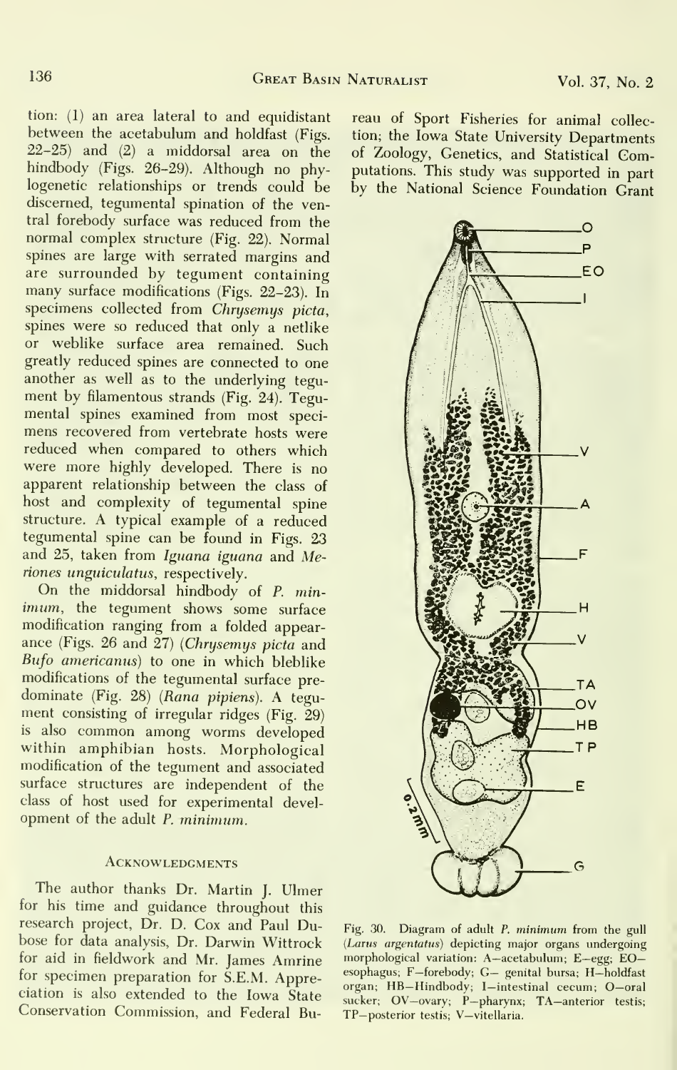tion: (1) an area lateral to and equidistant between the acetabulum and holdfast (Figs. 22–25) and (2) a middorsal area on the hindbody (Figs. 26–29). Although no phylogenetic relationships or trends could be discerned, tegumental spination of the ventral forebody surface was reduced from the normal complex structure (Fig. 22). Normal spines are large with serrated margins and are surrounded by tegument containing many surface modifications (Figs. 22–23). In specimens collected from *Chrysemys picta*, spines were so reduced that only a netlike or weblike surface area remained. Such greatly reduced spines are connected to one another as well as to the underlying tegument by filamentous strands (Fig. 24). Tegumental spines examined from most specimens recovered from vertebrate hosts were reduced when compared to others which were more highly developed. There is no apparent relationship between the class of host and complexity of tegumental spine structure. A typical example of a reduced tegumental spine can be found in Figs. 23 and 25, taken from *Iguana iguana* and *Meriones unguiculatus*, respectively.

On the middorsal hindbody of *P. minimum*, the tegument shows some surface modification ranging from a folded appearance (Figs. 26 and 27) (*Chrysemys picta* and *Bufo americanus*) to one in which bleblike modifications of the tegumental surface predominate (Fig. 28) (*Rana pipiens*). A tegument consisting of irregular ridges (Fig. 29) is also common among worms developed within amphibian hosts. Morphological modification of the tegument and associated surface structures are independent of the class of host used for experimental development of the adult *P. minimum*.

## Acknowledgments

The author thanks Dr. Martin J. Ulmer for his time and guidance throughout this research project, Dr. D. Cox and Paul Dubose for data analysis, Dr. Darwin Wittrock for aid in fieldwork and Mr. James Amrine for specimen preparation for S.E.M. Appreciation is also extended to the Iowa State Conservation Commission, and Federal Bureau of Sport Fisheries for animal collection; the Iowa State University Departments of Zoology, Genetics, and Statistical Computations. This study was supported in part by the National Science Foundation Grant

Fig. 30. Diagram of adult *P. minimum* from the gull (*Larus argentatus*) depicting major organs undergoing morphological variation: A—acetabulum; E—egg; EO—esophagus; F—forebody; G— genital bursa; H—holdfast organ; HB—Hindbody; I—intestinal cecum; O—oral sucker; OV—ovary; P—pharynx; TA—anterior testis; TP—posterior testis; V—vitellaria.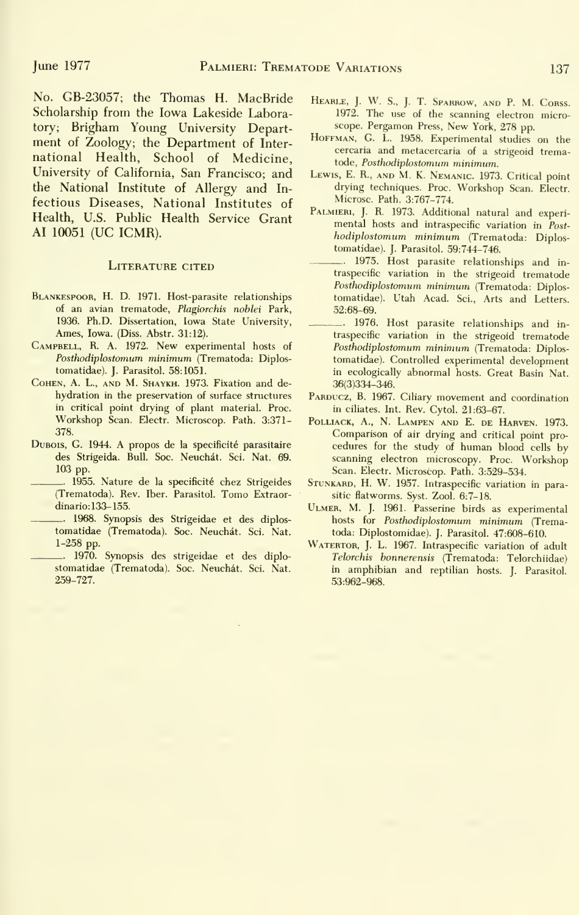No. GB-23057; the Thomas H. MacBride Scholarship from the Iowa Lakeside Laboratory; Brigham Young University Department of Zoology; the Department of International Health, School of Medicine, University of California, San Francisco; and the National Institute of Allergy and Infectious Diseases, National Institutes of Health, U.S. Public Health Service Grant AI 10051 (UC ICMR).

## Literature Cited

Blankespoor, H. D. 1971. Host-parasite relationships of an avian trematode, *Plagiorchis noblei* Park, 1936. Ph.D. Dissertation, Iowa State University, Ames, Iowa. (Diss. Abstr. 31:12).

Campbell, R. A. 1972. New experimental hosts of *Posthodiplostomum minimum* (Trematoda: Diplostomatidae). J. Parasitol. 58:1051.

Cohen, A. L., and M. Shaykh. 1973. Fixation and dehydration in the preservation of surface structures in critical point drying of plant material. Proc. Workshop Scan. Electr. Microscop. Path. 3:371–378.

Dubois, G. 1944. A propos de la specificité parasitaire des Strigeida. Bull. Soc. Neuchât. Sci. Nat. 69. 103 pp.

———. 1955. Nature de la specificité chez Strigeides (Trematoda). Rev. Iber. Parasitol. Tomo Extraordinario:133–155.

———. 1968. Synopsis des Strigeidae et des diplostomatidae (Trematoda). Soc. Neuchât. Sci. Nat. 1–258 pp.

———. 1970. Synopsis des strigeidae et des diplostomatidae (Trematoda). Soc. Neuchât. Sci. Nat. 259–727.

Hearle, J. W. S., J. T. Sparrow, and P. M. Corss. 1972. The use of the scanning electron microscope. Pergamon Press, New York, 278 pp.

Hoffman, G. L. 1958. Experimental studies on the cercaria and metacercaria of a strigeoid trematode, *Posthodiplostomum minimum*.

Lewis, E. R., and M. K. Nemanic. 1973. Critical point drying techniques. Proc. Workshop Scan. Electr. Microsc. Path. 3:767–774.

Palmieri, J. R. 1973. Additional natural and experimental hosts and intraspecific variation in *Posthodiplostomum minimum* (Trematoda: Diplostomatidae). J. Parasitol. 59:744–746.

———. 1975. Host parasite relationships and intraspecific variation in the strigeoid trematode *Posthodiplostomum minimum* (Trematoda: Diplostomatidae). Utah Acad. Sci., Arts and Letters. 52:68–69.

———. 1976. Host parasite relationships and intraspecific variation in the strigeoid trematode *Posthodiplostomum minimum* (Trematoda: Diplostomatidae). Controlled experimental development in ecologically abnormal hosts. Great Basin Nat. 36(3)334–346.

Parducz, B. 1967. Ciliary movement and coordination in ciliates. Int. Rev. Cytol. 21:63–67.

Polliack, A., N. Lampen and E. de Harven. 1973. Comparison of air drying and critical point procedures for the study of human blood cells by scanning electron microscopy. Proc. Workshop Scan. Electr. Microscop. Path. 3:529–534.

Stunkard, H. W. 1957. Intraspecific variation in parasitic flatworms. Syst. Zool. 6:7–18.

Ulmer, M. J. 1961. Passerine birds as experimental hosts for *Posthodiplostomum minimum* (Trematoda: Diplostomidae). J. Parasitol. 47:608–610.

Watertor, J. L. 1967. Intraspecific variation of adult *Telorchis bonnerensis* (Trematoda: Telorchiidae) in amphibian and reptilian hosts. J. Parasitol. 53:962–968.